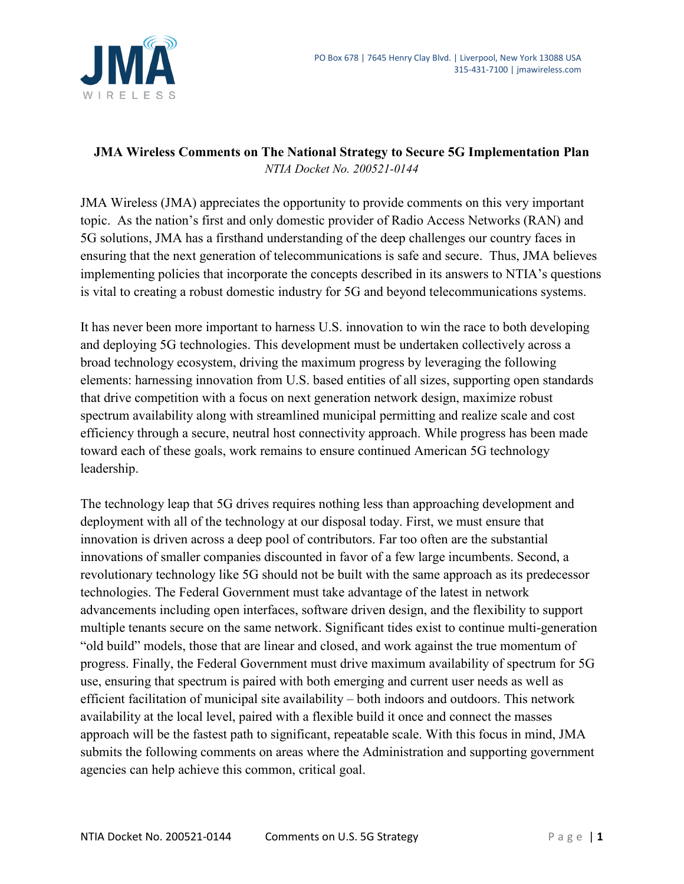PO Box 678 | 7645 Henry Clay Blvd. | Liverpool, New York 13088 USA
315-431-7100 | jmawireless.com

## JMA Wireless Comments on The National Strategy to Secure 5G Implementation Plan

*NTIA Docket No. 200521-0144*

JMA Wireless (JMA) appreciates the opportunity to provide comments on this very important topic. As the nation's first and only domestic provider of Radio Access Networks (RAN) and 5G solutions, JMA has a firsthand understanding of the deep challenges our country faces in ensuring that the next generation of telecommunications is safe and secure. Thus, JMA believes implementing policies that incorporate the concepts described in its answers to NTIA's questions is vital to creating a robust domestic industry for 5G and beyond telecommunications systems.

It has never been more important to harness U.S. innovation to win the race to both developing and deploying 5G technologies. This development must be undertaken collectively across a broad technology ecosystem, driving the maximum progress by leveraging the following elements: harnessing innovation from U.S. based entities of all sizes, supporting open standards that drive competition with a focus on next generation network design, maximize robust spectrum availability along with streamlined municipal permitting and realize scale and cost efficiency through a secure, neutral host connectivity approach. While progress has been made toward each of these goals, work remains to ensure continued American 5G technology leadership.

The technology leap that 5G drives requires nothing less than approaching development and deployment with all of the technology at our disposal today. First, we must ensure that innovation is driven across a deep pool of contributors. Far too often are the substantial innovations of smaller companies discounted in favor of a few large incumbents. Second, a revolutionary technology like 5G should not be built with the same approach as its predecessor technologies. The Federal Government must take advantage of the latest in network advancements including open interfaces, software driven design, and the flexibility to support multiple tenants secure on the same network. Significant tides exist to continue multi-generation "old build" models, those that are linear and closed, and work against the true momentum of progress. Finally, the Federal Government must drive maximum availability of spectrum for 5G use, ensuring that spectrum is paired with both emerging and current user needs as well as efficient facilitation of municipal site availability – both indoors and outdoors. This network availability at the local level, paired with a flexible build it once and connect the masses approach will be the fastest path to significant, repeatable scale. With this focus in mind, JMA submits the following comments on areas where the Administration and supporting government agencies can help achieve this common, critical goal.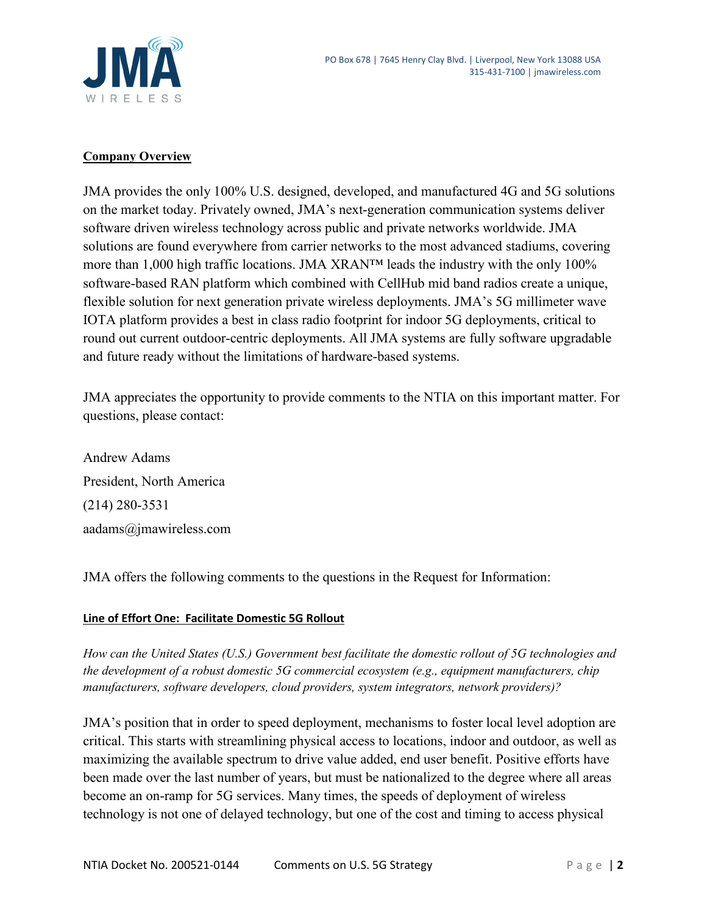**Company Overview**

JMA provides the only 100% U.S. designed, developed, and manufactured 4G and 5G solutions on the market today. Privately owned, JMA's next-generation communication systems deliver software driven wireless technology across public and private networks worldwide. JMA solutions are found everywhere from carrier networks to the most advanced stadiums, covering more than 1,000 high traffic locations. JMA XRAN™ leads the industry with the only 100% software-based RAN platform which combined with CellHub mid band radios create a unique, flexible solution for next generation private wireless deployments. JMA's 5G millimeter wave IOTA platform provides a best in class radio footprint for indoor 5G deployments, critical to round out current outdoor-centric deployments. All JMA systems are fully software upgradable and future ready without the limitations of hardware-based systems.

JMA appreciates the opportunity to provide comments to the NTIA on this important matter. For questions, please contact:

Andrew Adams
President, North America
(214) 280-3531
aadams@jmawireless.com

JMA offers the following comments to the questions in the Request for Information:

**Line of Effort One: Facilitate Domestic 5G Rollout**

*How can the United States (U.S.) Government best facilitate the domestic rollout of 5G technologies and the development of a robust domestic 5G commercial ecosystem (e.g., equipment manufacturers, chip manufacturers, software developers, cloud providers, system integrators, network providers)?*

JMA's position that in order to speed deployment, mechanisms to foster local level adoption are critical. This starts with streamlining physical access to locations, indoor and outdoor, as well as maximizing the available spectrum to drive value added, end user benefit. Positive efforts have been made over the last number of years, but must be nationalized to the degree where all areas become an on-ramp for 5G services. Many times, the speeds of deployment of wireless technology is not one of delayed technology, but one of the cost and timing to access physical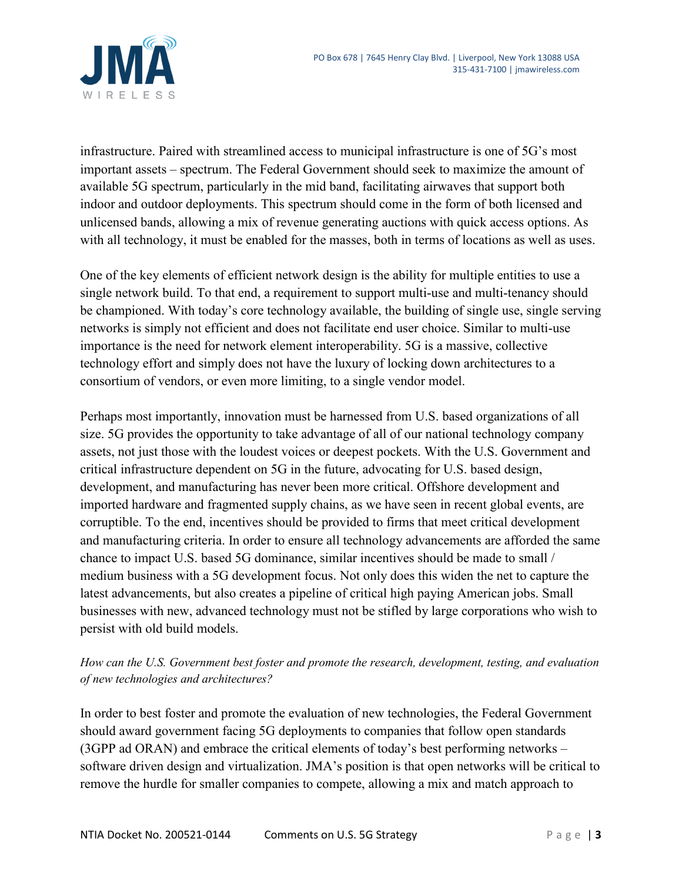infrastructure. Paired with streamlined access to municipal infrastructure is one of 5G's most important assets – spectrum. The Federal Government should seek to maximize the amount of available 5G spectrum, particularly in the mid band, facilitating airwaves that support both indoor and outdoor deployments. This spectrum should come in the form of both licensed and unlicensed bands, allowing a mix of revenue generating auctions with quick access options. As with all technology, it must be enabled for the masses, both in terms of locations as well as uses.

One of the key elements of efficient network design is the ability for multiple entities to use a single network build. To that end, a requirement to support multi-use and multi-tenancy should be championed. With today's core technology available, the building of single use, single serving networks is simply not efficient and does not facilitate end user choice. Similar to multi-use importance is the need for network element interoperability. 5G is a massive, collective technology effort and simply does not have the luxury of locking down architectures to a consortium of vendors, or even more limiting, to a single vendor model.

Perhaps most importantly, innovation must be harnessed from U.S. based organizations of all size. 5G provides the opportunity to take advantage of all of our national technology company assets, not just those with the loudest voices or deepest pockets. With the U.S. Government and critical infrastructure dependent on 5G in the future, advocating for U.S. based design, development, and manufacturing has never been more critical. Offshore development and imported hardware and fragmented supply chains, as we have seen in recent global events, are corruptible. To the end, incentives should be provided to firms that meet critical development and manufacturing criteria. In order to ensure all technology advancements are afforded the same chance to impact U.S. based 5G dominance, similar incentives should be made to small / medium business with a 5G development focus. Not only does this widen the net to capture the latest advancements, but also creates a pipeline of critical high paying American jobs. Small businesses with new, advanced technology must not be stifled by large corporations who wish to persist with old build models.

*How can the U.S. Government best foster and promote the research, development, testing, and evaluation of new technologies and architectures?*

In order to best foster and promote the evaluation of new technologies, the Federal Government should award government facing 5G deployments to companies that follow open standards (3GPP ad ORAN) and embrace the critical elements of today's best performing networks – software driven design and virtualization. JMA's position is that open networks will be critical to remove the hurdle for smaller companies to compete, allowing a mix and match approach to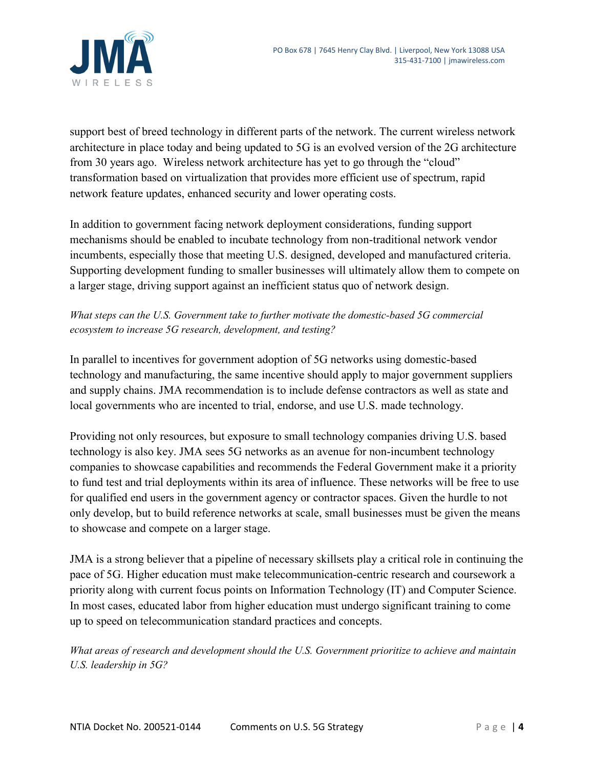support best of breed technology in different parts of the network. The current wireless network architecture in place today and being updated to 5G is an evolved version of the 2G architecture from 30 years ago. Wireless network architecture has yet to go through the "cloud" transformation based on virtualization that provides more efficient use of spectrum, rapid network feature updates, enhanced security and lower operating costs.

In addition to government facing network deployment considerations, funding support mechanisms should be enabled to incubate technology from non-traditional network vendor incumbents, especially those that meeting U.S. designed, developed and manufactured criteria. Supporting development funding to smaller businesses will ultimately allow them to compete on a larger stage, driving support against an inefficient status quo of network design.

*What steps can the U.S. Government take to further motivate the domestic-based 5G commercial ecosystem to increase 5G research, development, and testing?*

In parallel to incentives for government adoption of 5G networks using domestic-based technology and manufacturing, the same incentive should apply to major government suppliers and supply chains. JMA recommendation is to include defense contractors as well as state and local governments who are incented to trial, endorse, and use U.S. made technology.

Providing not only resources, but exposure to small technology companies driving U.S. based technology is also key. JMA sees 5G networks as an avenue for non-incumbent technology companies to showcase capabilities and recommends the Federal Government make it a priority to fund test and trial deployments within its area of influence. These networks will be free to use for qualified end users in the government agency or contractor spaces. Given the hurdle to not only develop, but to build reference networks at scale, small businesses must be given the means to showcase and compete on a larger stage.

JMA is a strong believer that a pipeline of necessary skillsets play a critical role in continuing the pace of 5G. Higher education must make telecommunication-centric research and coursework a priority along with current focus points on Information Technology (IT) and Computer Science. In most cases, educated labor from higher education must undergo significant training to come up to speed on telecommunication standard practices and concepts.

*What areas of research and development should the U.S. Government prioritize to achieve and maintain U.S. leadership in 5G?*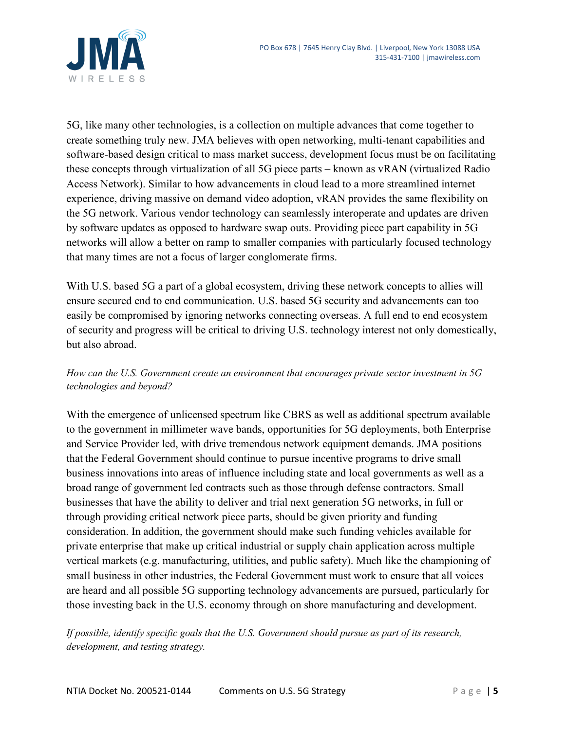5G, like many other technologies, is a collection on multiple advances that come together to create something truly new. JMA believes with open networking, multi-tenant capabilities and software-based design critical to mass market success, development focus must be on facilitating these concepts through virtualization of all 5G piece parts – known as vRAN (virtualized Radio Access Network). Similar to how advancements in cloud lead to a more streamlined internet experience, driving massive on demand video adoption, vRAN provides the same flexibility on the 5G network. Various vendor technology can seamlessly interoperate and updates are driven by software updates as opposed to hardware swap outs. Providing piece part capability in 5G networks will allow a better on ramp to smaller companies with particularly focused technology that many times are not a focus of larger conglomerate firms.

With U.S. based 5G a part of a global ecosystem, driving these network concepts to allies will ensure secured end to end communication. U.S. based 5G security and advancements can too easily be compromised by ignoring networks connecting overseas. A full end to end ecosystem of security and progress will be critical to driving U.S. technology interest not only domestically, but also abroad.

*How can the U.S. Government create an environment that encourages private sector investment in 5G technologies and beyond?*

With the emergence of unlicensed spectrum like CBRS as well as additional spectrum available to the government in millimeter wave bands, opportunities for 5G deployments, both Enterprise and Service Provider led, with drive tremendous network equipment demands. JMA positions that the Federal Government should continue to pursue incentive programs to drive small business innovations into areas of influence including state and local governments as well as a broad range of government led contracts such as those through defense contractors. Small businesses that have the ability to deliver and trial next generation 5G networks, in full or through providing critical network piece parts, should be given priority and funding consideration. In addition, the government should make such funding vehicles available for private enterprise that make up critical industrial or supply chain application across multiple vertical markets (e.g. manufacturing, utilities, and public safety). Much like the championing of small business in other industries, the Federal Government must work to ensure that all voices are heard and all possible 5G supporting technology advancements are pursued, particularly for those investing back in the U.S. economy through on shore manufacturing and development.

*If possible, identify specific goals that the U.S. Government should pursue as part of its research, development, and testing strategy.*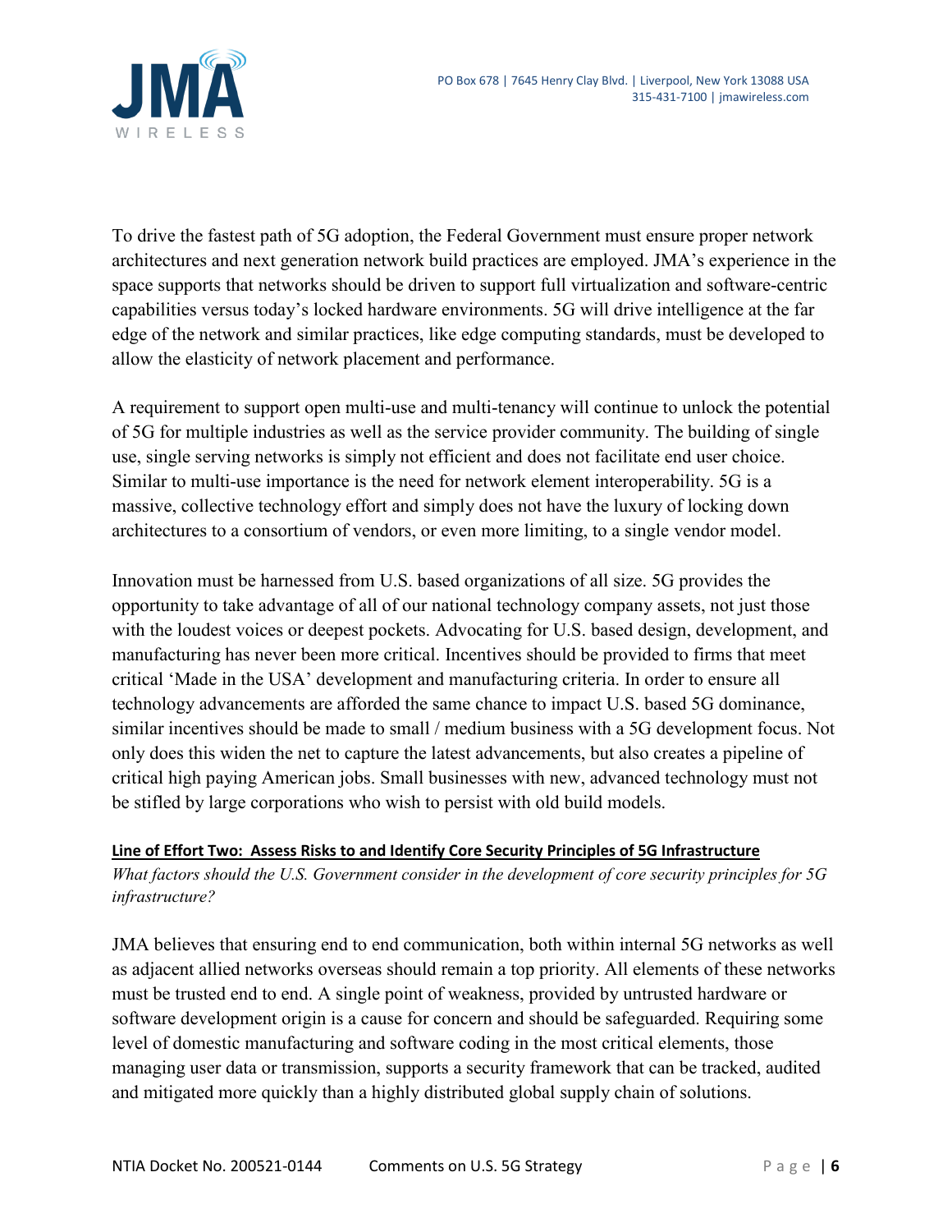To drive the fastest path of 5G adoption, the Federal Government must ensure proper network architectures and next generation network build practices are employed. JMA's experience in the space supports that networks should be driven to support full virtualization and software-centric capabilities versus today's locked hardware environments. 5G will drive intelligence at the far edge of the network and similar practices, like edge computing standards, must be developed to allow the elasticity of network placement and performance.

A requirement to support open multi-use and multi-tenancy will continue to unlock the potential of 5G for multiple industries as well as the service provider community. The building of single use, single serving networks is simply not efficient and does not facilitate end user choice. Similar to multi-use importance is the need for network element interoperability. 5G is a massive, collective technology effort and simply does not have the luxury of locking down architectures to a consortium of vendors, or even more limiting, to a single vendor model.

Innovation must be harnessed from U.S. based organizations of all size. 5G provides the opportunity to take advantage of all of our national technology company assets, not just those with the loudest voices or deepest pockets. Advocating for U.S. based design, development, and manufacturing has never been more critical. Incentives should be provided to firms that meet critical 'Made in the USA' development and manufacturing criteria. In order to ensure all technology advancements are afforded the same chance to impact U.S. based 5G dominance, similar incentives should be made to small / medium business with a 5G development focus. Not only does this widen the net to capture the latest advancements, but also creates a pipeline of critical high paying American jobs. Small businesses with new, advanced technology must not be stifled by large corporations who wish to persist with old build models.

**Line of Effort Two: Assess Risks to and Identify Core Security Principles of 5G Infrastructure**

*What factors should the U.S. Government consider in the development of core security principles for 5G infrastructure?*

JMA believes that ensuring end to end communication, both within internal 5G networks as well as adjacent allied networks overseas should remain a top priority. All elements of these networks must be trusted end to end. A single point of weakness, provided by untrusted hardware or software development origin is a cause for concern and should be safeguarded. Requiring some level of domestic manufacturing and software coding in the most critical elements, those managing user data or transmission, supports a security framework that can be tracked, audited and mitigated more quickly than a highly distributed global supply chain of solutions.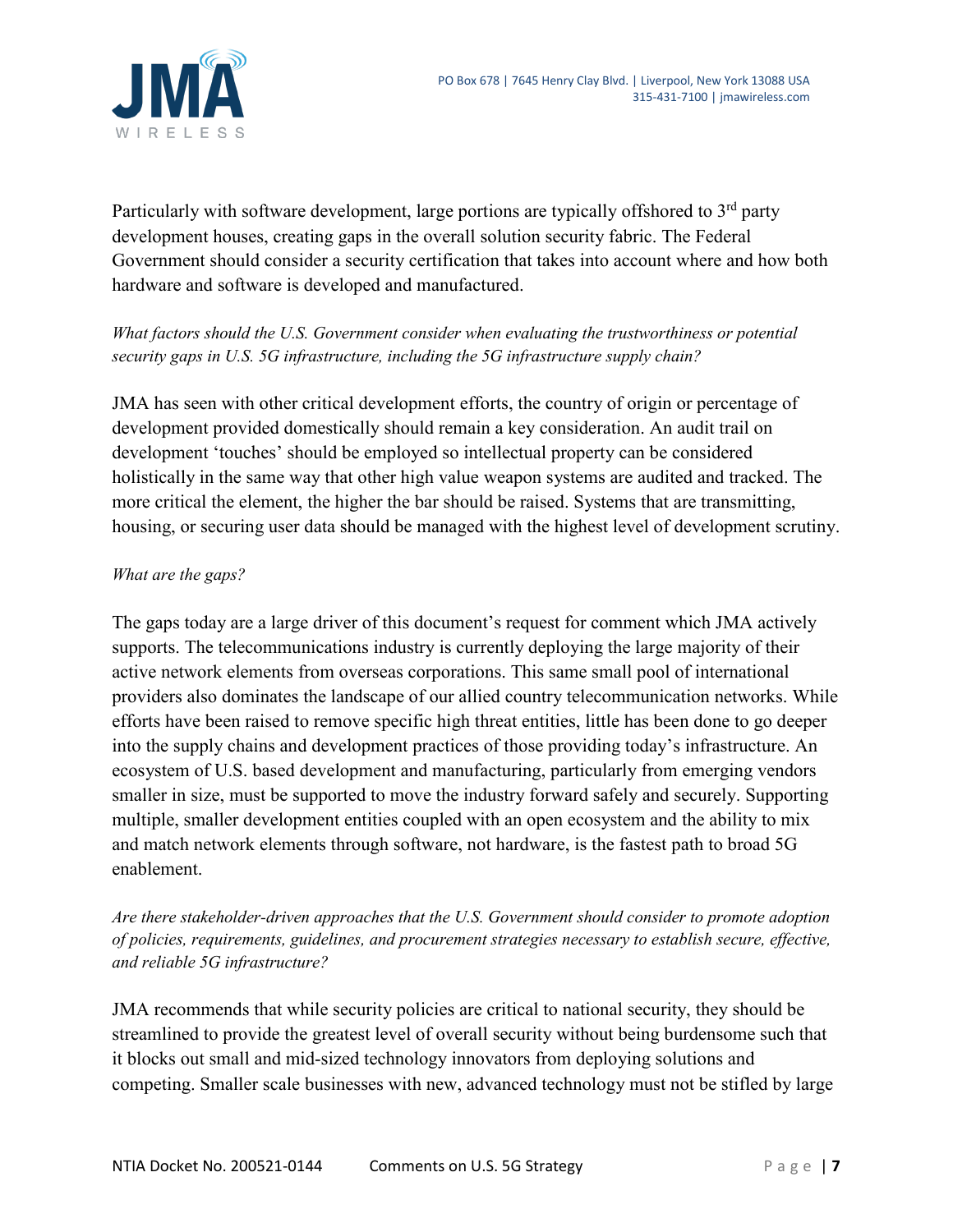Particularly with software development, large portions are typically offshored to 3rd party development houses, creating gaps in the overall solution security fabric. The Federal Government should consider a security certification that takes into account where and how both hardware and software is developed and manufactured.

*What factors should the U.S. Government consider when evaluating the trustworthiness or potential security gaps in U.S. 5G infrastructure, including the 5G infrastructure supply chain?*

JMA has seen with other critical development efforts, the country of origin or percentage of development provided domestically should remain a key consideration. An audit trail on development 'touches' should be employed so intellectual property can be considered holistically in the same way that other high value weapon systems are audited and tracked. The more critical the element, the higher the bar should be raised. Systems that are transmitting, housing, or securing user data should be managed with the highest level of development scrutiny.

*What are the gaps?*

The gaps today are a large driver of this document's request for comment which JMA actively supports. The telecommunications industry is currently deploying the large majority of their active network elements from overseas corporations. This same small pool of international providers also dominates the landscape of our allied country telecommunication networks. While efforts have been raised to remove specific high threat entities, little has been done to go deeper into the supply chains and development practices of those providing today's infrastructure. An ecosystem of U.S. based development and manufacturing, particularly from emerging vendors smaller in size, must be supported to move the industry forward safely and securely. Supporting multiple, smaller development entities coupled with an open ecosystem and the ability to mix and match network elements through software, not hardware, is the fastest path to broad 5G enablement.

*Are there stakeholder-driven approaches that the U.S. Government should consider to promote adoption of policies, requirements, guidelines, and procurement strategies necessary to establish secure, effective, and reliable 5G infrastructure?*

JMA recommends that while security policies are critical to national security, they should be streamlined to provide the greatest level of overall security without being burdensome such that it blocks out small and mid-sized technology innovators from deploying solutions and competing. Smaller scale businesses with new, advanced technology must not be stifled by large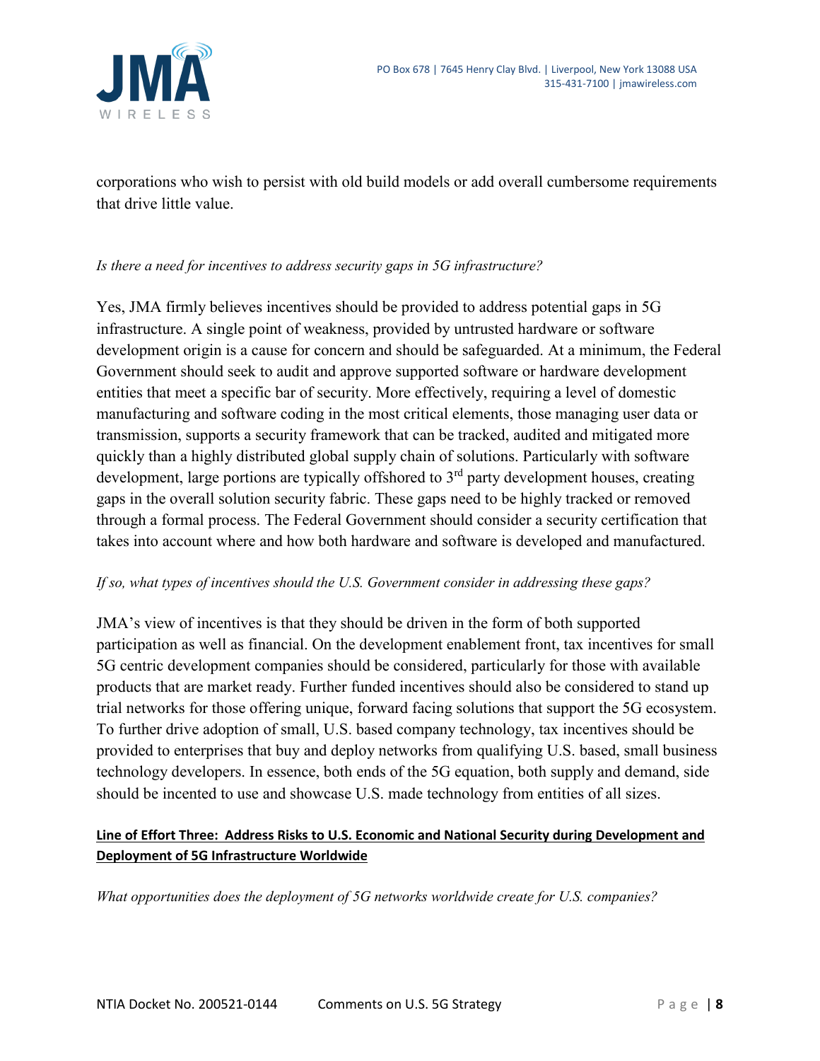corporations who wish to persist with old build models or add overall cumbersome requirements that drive little value.

*Is there a need for incentives to address security gaps in 5G infrastructure?*

Yes, JMA firmly believes incentives should be provided to address potential gaps in 5G infrastructure. A single point of weakness, provided by untrusted hardware or software development origin is a cause for concern and should be safeguarded. At a minimum, the Federal Government should seek to audit and approve supported software or hardware development entities that meet a specific bar of security. More effectively, requiring a level of domestic manufacturing and software coding in the most critical elements, those managing user data or transmission, supports a security framework that can be tracked, audited and mitigated more quickly than a highly distributed global supply chain of solutions. Particularly with software development, large portions are typically offshored to 3rd party development houses, creating gaps in the overall solution security fabric. These gaps need to be highly tracked or removed through a formal process. The Federal Government should consider a security certification that takes into account where and how both hardware and software is developed and manufactured.

*If so, what types of incentives should the U.S. Government consider in addressing these gaps?*

JMA's view of incentives is that they should be driven in the form of both supported participation as well as financial. On the development enablement front, tax incentives for small 5G centric development companies should be considered, particularly for those with available products that are market ready. Further funded incentives should also be considered to stand up trial networks for those offering unique, forward facing solutions that support the 5G ecosystem. To further drive adoption of small, U.S. based company technology, tax incentives should be provided to enterprises that buy and deploy networks from qualifying U.S. based, small business technology developers. In essence, both ends of the 5G equation, both supply and demand, side should be incented to use and showcase U.S. made technology from entities of all sizes.

## Line of Effort Three: Address Risks to U.S. Economic and National Security during Development and Deployment of 5G Infrastructure Worldwide

*What opportunities does the deployment of 5G networks worldwide create for U.S. companies?*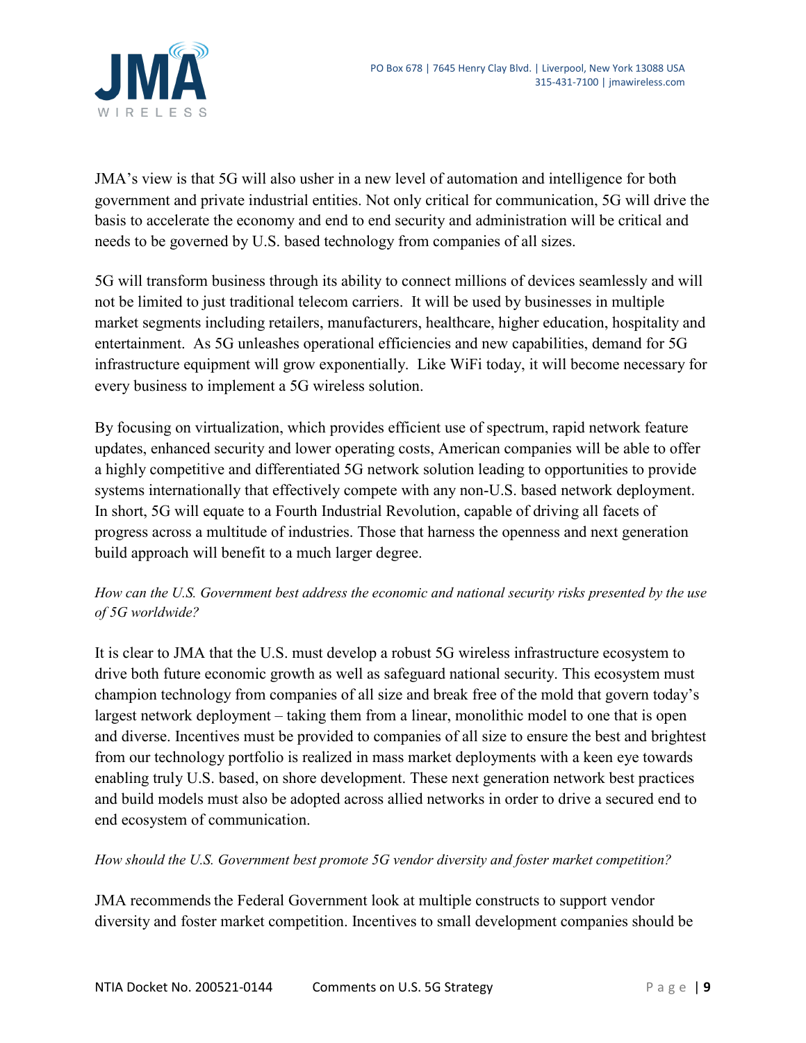JMA's view is that 5G will also usher in a new level of automation and intelligence for both government and private industrial entities. Not only critical for communication, 5G will drive the basis to accelerate the economy and end to end security and administration will be critical and needs to be governed by U.S. based technology from companies of all sizes.

5G will transform business through its ability to connect millions of devices seamlessly and will not be limited to just traditional telecom carriers. It will be used by businesses in multiple market segments including retailers, manufacturers, healthcare, higher education, hospitality and entertainment. As 5G unleashes operational efficiencies and new capabilities, demand for 5G infrastructure equipment will grow exponentially. Like WiFi today, it will become necessary for every business to implement a 5G wireless solution.

By focusing on virtualization, which provides efficient use of spectrum, rapid network feature updates, enhanced security and lower operating costs, American companies will be able to offer a highly competitive and differentiated 5G network solution leading to opportunities to provide systems internationally that effectively compete with any non-U.S. based network deployment. In short, 5G will equate to a Fourth Industrial Revolution, capable of driving all facets of progress across a multitude of industries. Those that harness the openness and next generation build approach will benefit to a much larger degree.

*How can the U.S. Government best address the economic and national security risks presented by the use of 5G worldwide?*

It is clear to JMA that the U.S. must develop a robust 5G wireless infrastructure ecosystem to drive both future economic growth as well as safeguard national security. This ecosystem must champion technology from companies of all size and break free of the mold that govern today's largest network deployment – taking them from a linear, monolithic model to one that is open and diverse. Incentives must be provided to companies of all size to ensure the best and brightest from our technology portfolio is realized in mass market deployments with a keen eye towards enabling truly U.S. based, on shore development. These next generation network best practices and build models must also be adopted across allied networks in order to drive a secured end to end ecosystem of communication.

*How should the U.S. Government best promote 5G vendor diversity and foster market competition?*

JMA recommends the Federal Government look at multiple constructs to support vendor diversity and foster market competition. Incentives to small development companies should be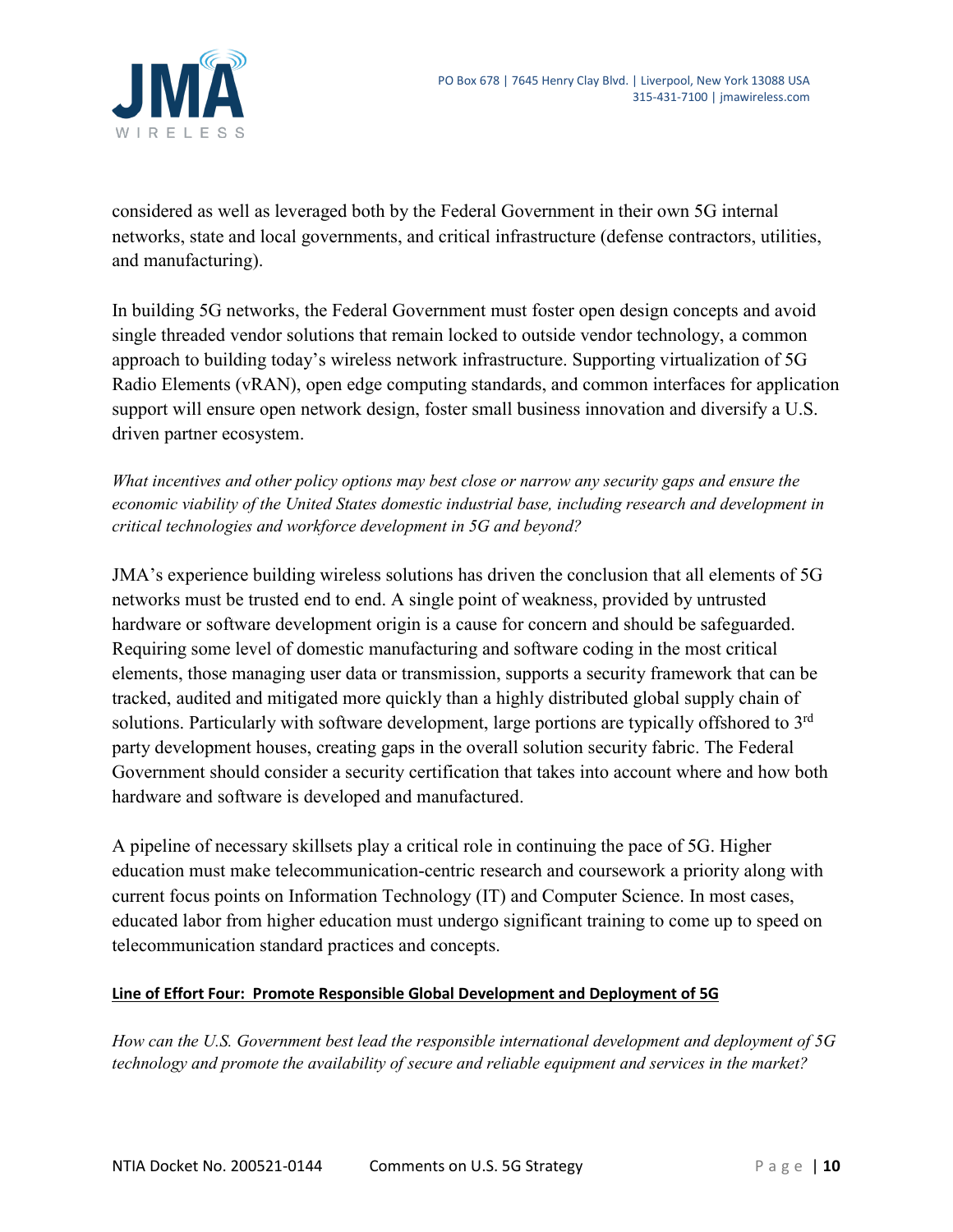considered as well as leveraged both by the Federal Government in their own 5G internal networks, state and local governments, and critical infrastructure (defense contractors, utilities, and manufacturing).

In building 5G networks, the Federal Government must foster open design concepts and avoid single threaded vendor solutions that remain locked to outside vendor technology, a common approach to building today's wireless network infrastructure. Supporting virtualization of 5G Radio Elements (vRAN), open edge computing standards, and common interfaces for application support will ensure open network design, foster small business innovation and diversify a U.S. driven partner ecosystem.

*What incentives and other policy options may best close or narrow any security gaps and ensure the economic viability of the United States domestic industrial base, including research and development in critical technologies and workforce development in 5G and beyond?*

JMA's experience building wireless solutions has driven the conclusion that all elements of 5G networks must be trusted end to end. A single point of weakness, provided by untrusted hardware or software development origin is a cause for concern and should be safeguarded. Requiring some level of domestic manufacturing and software coding in the most critical elements, those managing user data or transmission, supports a security framework that can be tracked, audited and mitigated more quickly than a highly distributed global supply chain of solutions. Particularly with software development, large portions are typically offshored to 3rd party development houses, creating gaps in the overall solution security fabric. The Federal Government should consider a security certification that takes into account where and how both hardware and software is developed and manufactured.

A pipeline of necessary skillsets play a critical role in continuing the pace of 5G. Higher education must make telecommunication-centric research and coursework a priority along with current focus points on Information Technology (IT) and Computer Science. In most cases, educated labor from higher education must undergo significant training to come up to speed on telecommunication standard practices and concepts.

## Line of Effort Four: Promote Responsible Global Development and Deployment of 5G

*How can the U.S. Government best lead the responsible international development and deployment of 5G technology and promote the availability of secure and reliable equipment and services in the market?*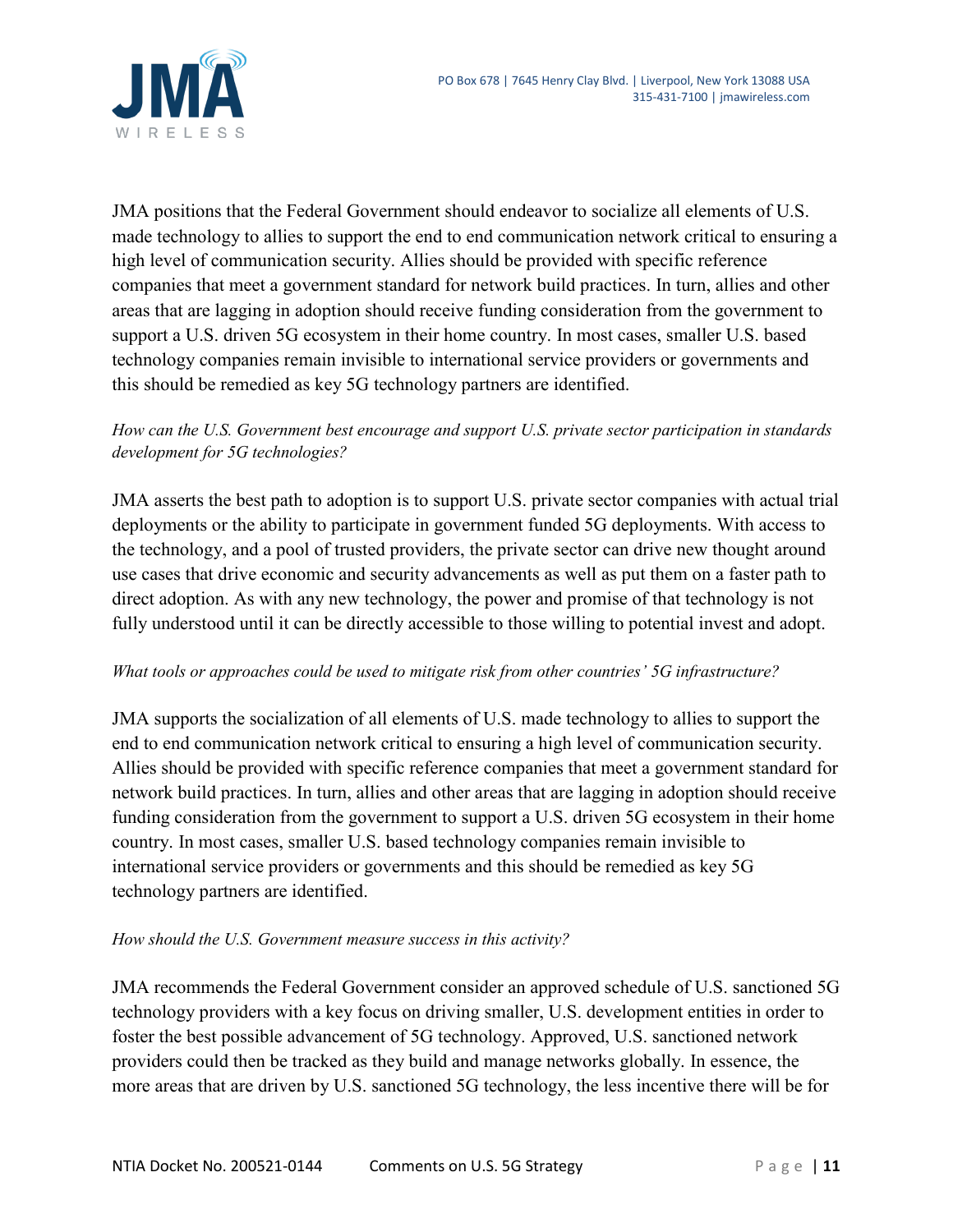JMA positions that the Federal Government should endeavor to socialize all elements of U.S. made technology to allies to support the end to end communication network critical to ensuring a high level of communication security. Allies should be provided with specific reference companies that meet a government standard for network build practices. In turn, allies and other areas that are lagging in adoption should receive funding consideration from the government to support a U.S. driven 5G ecosystem in their home country. In most cases, smaller U.S. based technology companies remain invisible to international service providers or governments and this should be remedied as key 5G technology partners are identified.

*How can the U.S. Government best encourage and support U.S. private sector participation in standards development for 5G technologies?*

JMA asserts the best path to adoption is to support U.S. private sector companies with actual trial deployments or the ability to participate in government funded 5G deployments. With access to the technology, and a pool of trusted providers, the private sector can drive new thought around use cases that drive economic and security advancements as well as put them on a faster path to direct adoption. As with any new technology, the power and promise of that technology is not fully understood until it can be directly accessible to those willing to potential invest and adopt.

*What tools or approaches could be used to mitigate risk from other countries' 5G infrastructure?*

JMA supports the socialization of all elements of U.S. made technology to allies to support the end to end communication network critical to ensuring a high level of communication security. Allies should be provided with specific reference companies that meet a government standard for network build practices. In turn, allies and other areas that are lagging in adoption should receive funding consideration from the government to support a U.S. driven 5G ecosystem in their home country. In most cases, smaller U.S. based technology companies remain invisible to international service providers or governments and this should be remedied as key 5G technology partners are identified.

*How should the U.S. Government measure success in this activity?*

JMA recommends the Federal Government consider an approved schedule of U.S. sanctioned 5G technology providers with a key focus on driving smaller, U.S. development entities in order to foster the best possible advancement of 5G technology. Approved, U.S. sanctioned network providers could then be tracked as they build and manage networks globally. In essence, the more areas that are driven by U.S. sanctioned 5G technology, the less incentive there will be for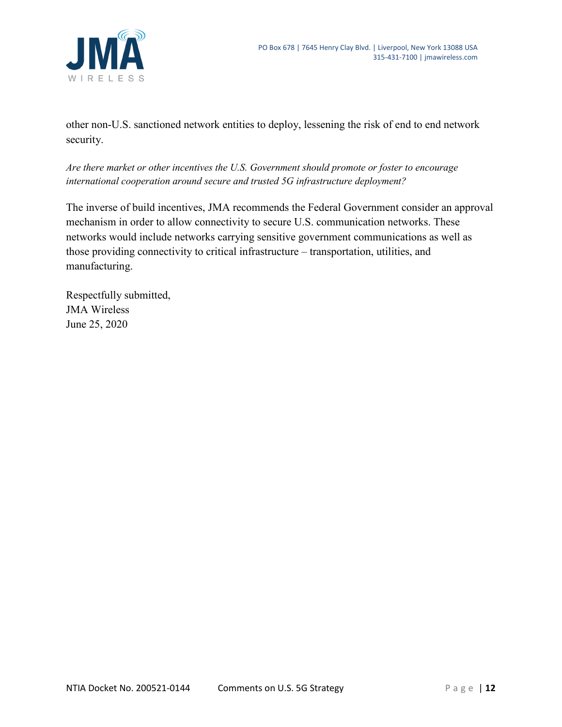other non-U.S. sanctioned network entities to deploy, lessening the risk of end to end network security.

*Are there market or other incentives the U.S. Government should promote or foster to encourage international cooperation around secure and trusted 5G infrastructure deployment?*

The inverse of build incentives, JMA recommends the Federal Government consider an approval mechanism in order to allow connectivity to secure U.S. communication networks. These networks would include networks carrying sensitive government communications as well as those providing connectivity to critical infrastructure – transportation, utilities, and manufacturing.

Respectfully submitted,
JMA Wireless
June 25, 2020